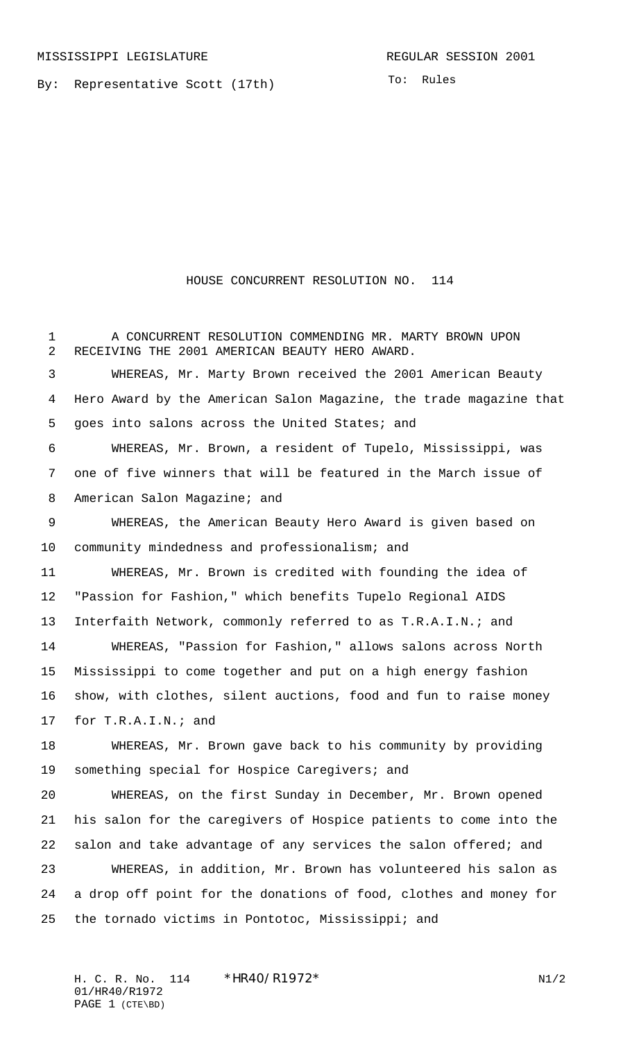MISSISSIPPI LEGISLATURE REGULAR SESSION 2001

By: Representative Scott (17th)

To: Rules

# HOUSE CONCURRENT RESOLUTION NO. 114

A CONCURRENT RESOLUTION COMMENDING MR. MARTY BROWN UPON RECEIVING THE 2001 AMERICAN BEAUTY HERO AWARD.

WHEREAS, Mr. Marty Brown received the 2001 American Beauty Hero Award by the American Salon Magazine, the trade magazine that goes into salons across the United States; and

WHEREAS, Mr. Brown, a resident of Tupelo, Mississippi, was one of five winners that will be featured in the March issue of American Salon Magazine; and

WHEREAS, the American Beauty Hero Award is given based on community mindedness and professionalism; and

WHEREAS, Mr. Brown is credited with founding the idea of "Passion for Fashion," which benefits Tupelo Regional AIDS Interfaith Network, commonly referred to as T.R.A.I.N.; and

WHEREAS, "Passion for Fashion," allows salons across North Mississippi to come together and put on a high energy fashion show, with clothes, silent auctions, food and fun to raise money for T.R.A.I.N.; and

WHEREAS, Mr. Brown gave back to his community by providing something special for Hospice Caregivers; and

WHEREAS, on the first Sunday in December, Mr. Brown opened his salon for the caregivers of Hospice patients to come into the salon and take advantage of any services the salon offered; and

WHEREAS, in addition, Mr. Brown has volunteered his salon as a drop off point for the donations of food, clothes and money for the tornado victims in Pontotoc, Mississippi; and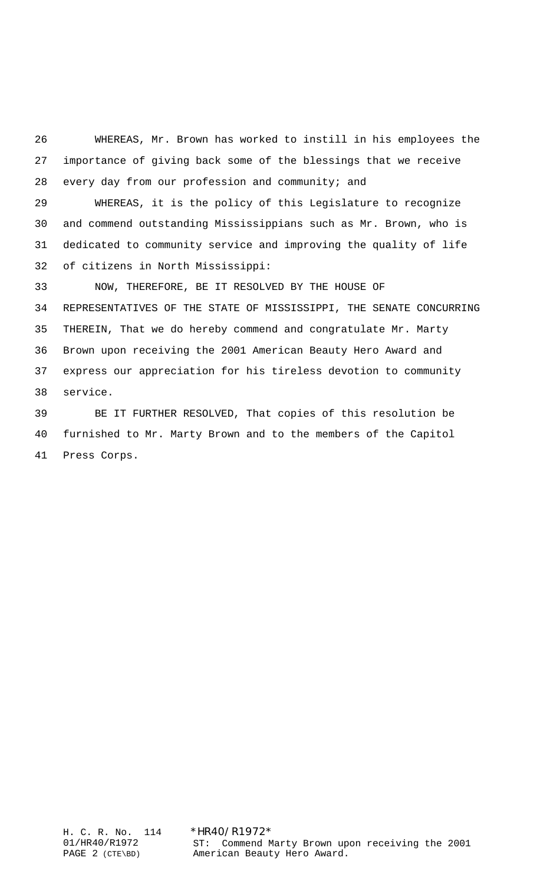WHEREAS, Mr. Brown has worked to instill in his employees the importance of giving back some of the blessings that we receive every day from our profession and community; and

WHEREAS, it is the policy of this Legislature to recognize and commend outstanding Mississippians such as Mr. Brown, who is dedicated to community service and improving the quality of life of citizens in North Mississippi:

NOW, THEREFORE, BE IT RESOLVED BY THE HOUSE OF REPRESENTATIVES OF THE STATE OF MISSISSIPPI, THE SENATE CONCURRING THEREIN, That we do hereby commend and congratulate Mr. Marty Brown upon receiving the 2001 American Beauty Hero Award and express our appreciation for his tireless devotion to community service.

BE IT FURTHER RESOLVED, That copies of this resolution be furnished to Mr. Marty Brown and to the members of the Capitol Press Corps.